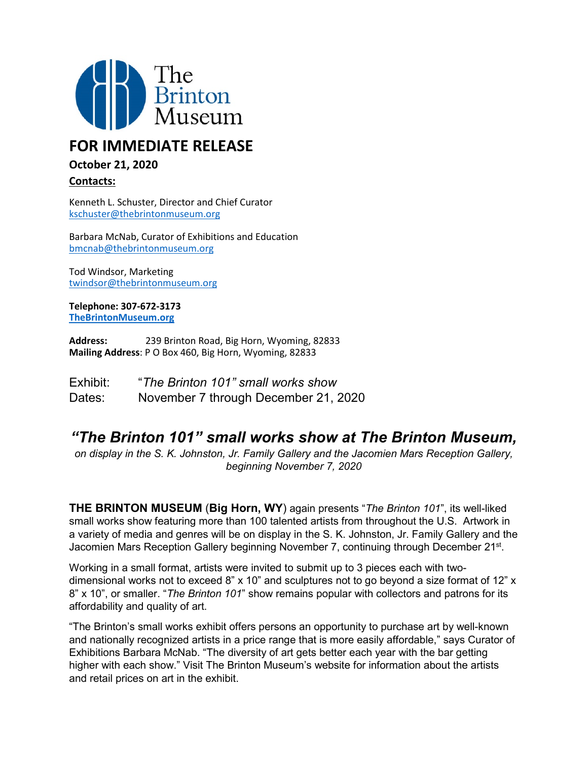The Brinton Museum

# FOR IMMEDIATE RELEASE

**October 21, 2020**

**Contacts:**

Kenneth L. Schuster, Director and Chief Curator
kschuster@thebrintonmuseum.org

Barbara McNab, Curator of Exhibitions and Education
bmcnab@thebrintonmuseum.org

Tod Windsor, Marketing
twindsor@thebrintonmuseum.org

**Telephone: 307-672-3173**
**TheBrintonMuseum.org**

**Address:** 239 Brinton Road, Big Horn, Wyoming, 82833
**Mailing Address**: P O Box 460, Big Horn, Wyoming, 82833

Exhibit: "*The Brinton 101" small works show*
Dates: November 7 through December 21, 2020

## *"The Brinton 101" small works show at The Brinton Museum,*

*on display in the S. K. Johnston, Jr. Family Gallery and the Jacomien Mars Reception Gallery, beginning November 7, 2020*

**THE BRINTON MUSEUM** (**Big Horn, WY**) again presents "*The Brinton 101*", its well-liked small works show featuring more than 100 talented artists from throughout the U.S. Artwork in a variety of media and genres will be on display in the S. K. Johnston, Jr. Family Gallery and the Jacomien Mars Reception Gallery beginning November 7, continuing through December 21st.

Working in a small format, artists were invited to submit up to 3 pieces each with two-dimensional works not to exceed 8" x 10" and sculptures not to go beyond a size format of 12" x 8" x 10", or smaller. "*The Brinton 101*" show remains popular with collectors and patrons for its affordability and quality of art.

"The Brinton's small works exhibit offers persons an opportunity to purchase art by well-known and nationally recognized artists in a price range that is more easily affordable," says Curator of Exhibitions Barbara McNab. "The diversity of art gets better each year with the bar getting higher with each show." Visit The Brinton Museum's website for information about the artists and retail prices on art in the exhibit.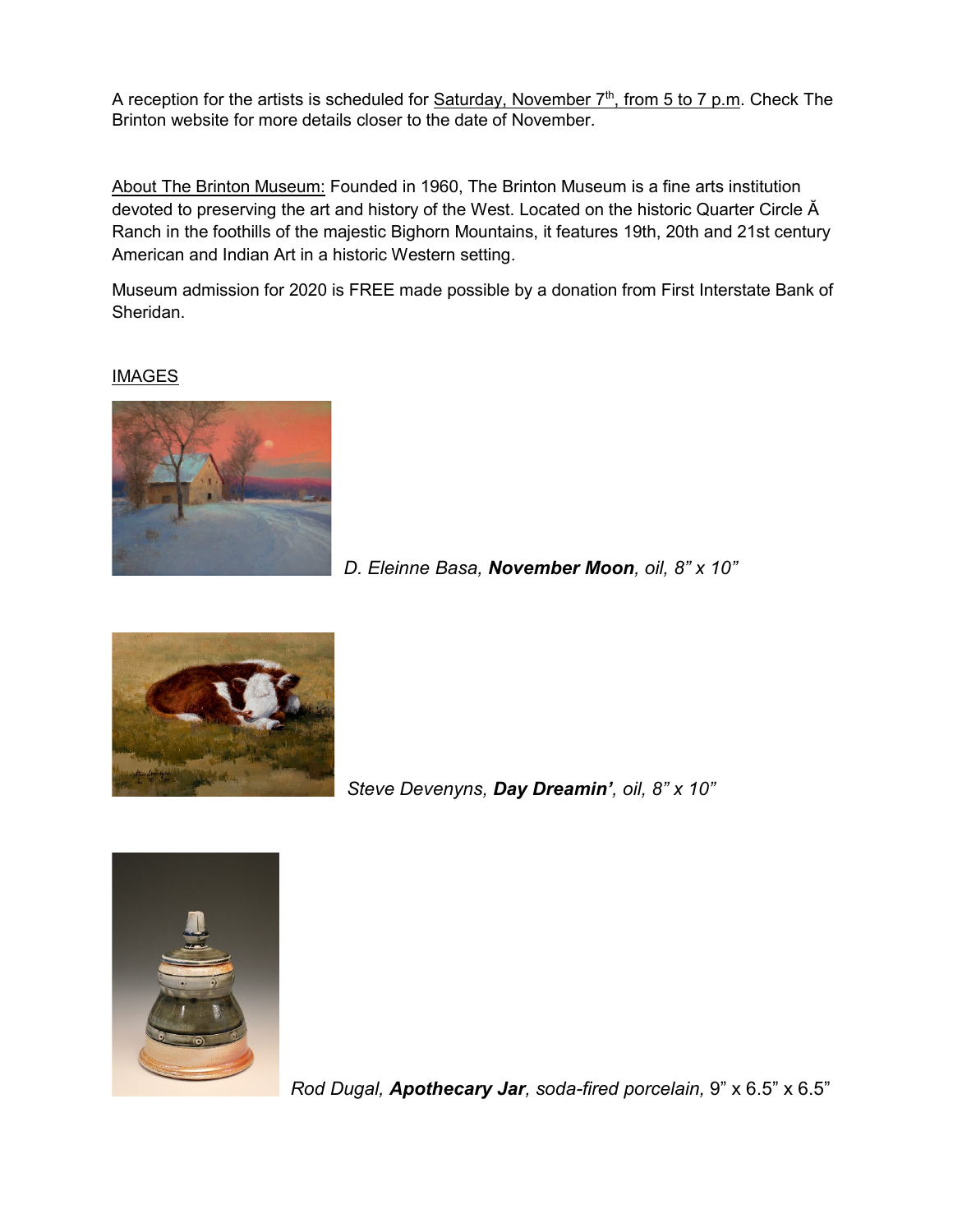A reception for the artists is scheduled for Saturday, November 7th, from 5 to 7 p.m. Check The Brinton website for more details closer to the date of November.

About The Brinton Museum: Founded in 1960, The Brinton Museum is a fine arts institution devoted to preserving the art and history of the West. Located on the historic Quarter Circle Ă Ranch in the foothills of the majestic Bighorn Mountains, it features 19th, 20th and 21st century American and Indian Art in a historic Western setting.

Museum admission for 2020 is FREE made possible by a donation from First Interstate Bank of Sheridan.

IMAGES

*D. Eleinne Basa, **November Moon**, oil, 8" x 10"*

*Steve Devenyns, **Day Dreamin'**, oil, 8" x 10"*

*Rod Dugal, **Apothecary Jar**, soda-fired porcelain,* 9" x 6.5" x 6.5"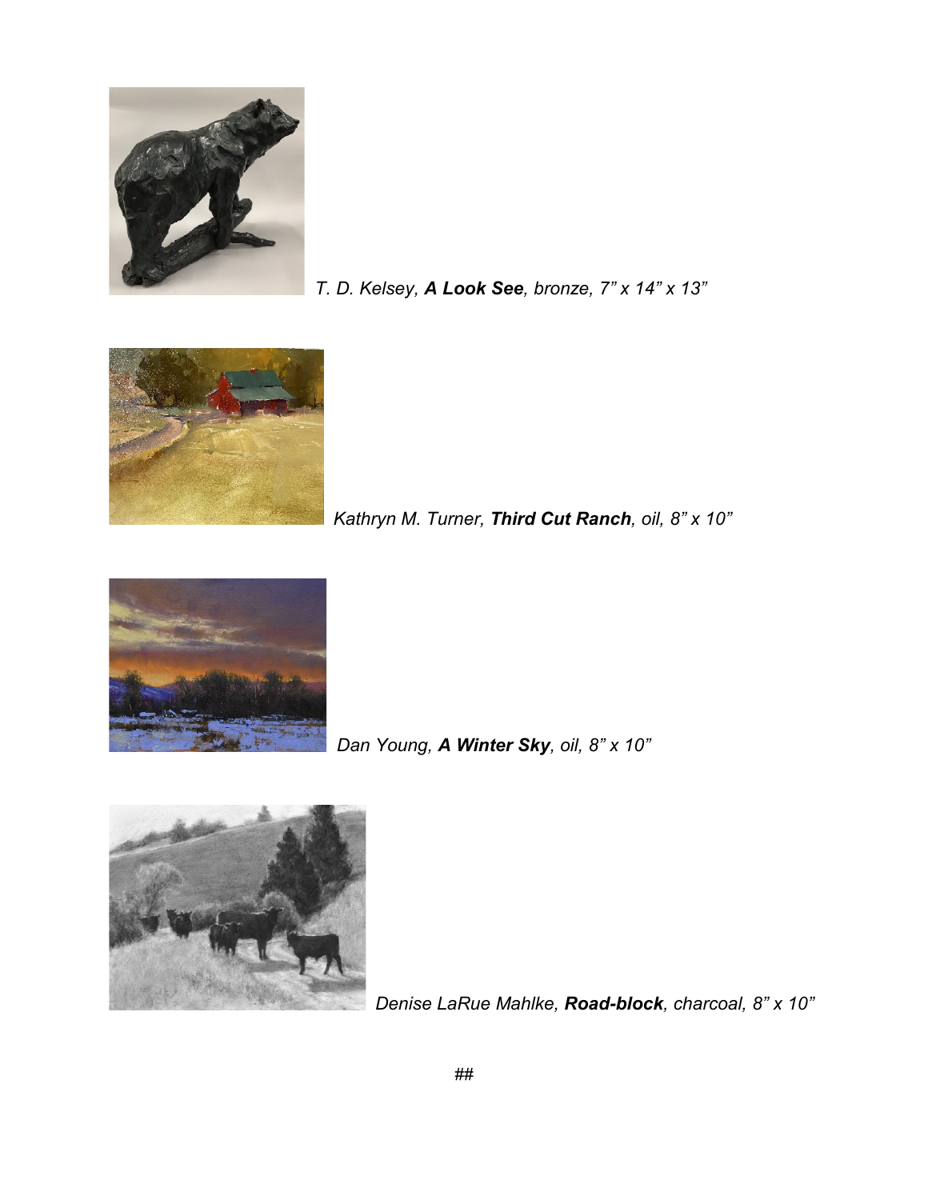*T. D. Kelsey, **A Look See**, bronze, 7” x 14” x 13”*

*Kathryn M. Turner, **Third Cut Ranch**, oil, 8” x 10”*

*Dan Young, **A Winter Sky**, oil, 8” x 10”*

*Denise LaRue Mahlke, **Road-block**, charcoal, 8” x 10”*

##